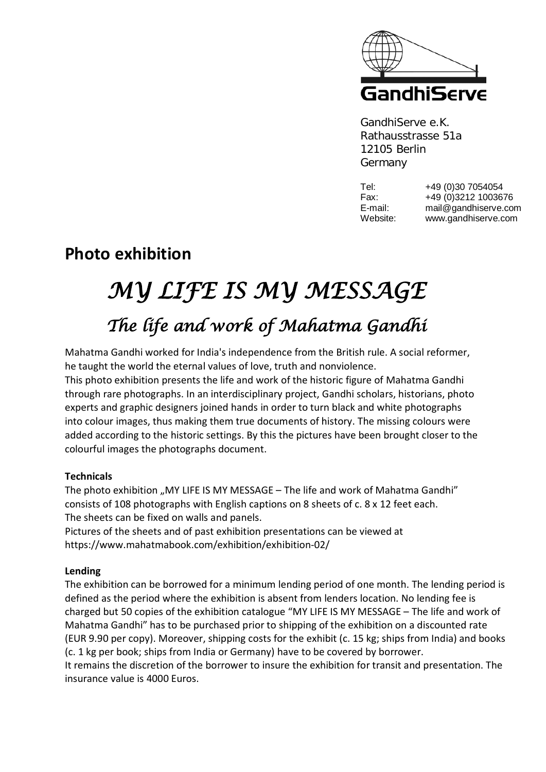GandhiServe

GandhiServe e.K.
Rathausstrasse 51a
12105 Berlin
Germany

Tel: +49 (0)30 7054054
Fax: +49 (0)3212 1003676
E-mail: mail@gandhiserve.com
Website: www.gandhiserve.com

## Photo exhibition

# *MY LIFE IS MY MESSAGE*

## *The life and work of Mahatma Gandhi*

Mahatma Gandhi worked for India's independence from the British rule. A social reformer, he taught the world the eternal values of love, truth and nonviolence.
This photo exhibition presents the life and work of the historic figure of Mahatma Gandhi through rare photographs. In an interdisciplinary project, Gandhi scholars, historians, photo experts and graphic designers joined hands in order to turn black and white photographs into colour images, thus making them true documents of history. The missing colours were added according to the historic settings. By this the pictures have been brought closer to the colourful images the photographs document.

**Technicals**

The photo exhibition „MY LIFE IS MY MESSAGE – The life and work of Mahatma Gandhi" consists of 108 photographs with English captions on 8 sheets of c. 8 x 12 feet each.
The sheets can be fixed on walls and panels.
Pictures of the sheets and of past exhibition presentations can be viewed at https://www.mahatmabook.com/exhibition/exhibition-02/

**Lending**

The exhibition can be borrowed for a minimum lending period of one month. The lending period is defined as the period where the exhibition is absent from lenders location. No lending fee is charged but 50 copies of the exhibition catalogue "MY LIFE IS MY MESSAGE – The life and work of Mahatma Gandhi" has to be purchased prior to shipping of the exhibition on a discounted rate (EUR 9.90 per copy). Moreover, shipping costs for the exhibit (c. 15 kg; ships from India) and books (c. 1 kg per book; ships from India or Germany) have to be covered by borrower.
It remains the discretion of the borrower to insure the exhibition for transit and presentation. The insurance value is 4000 Euros.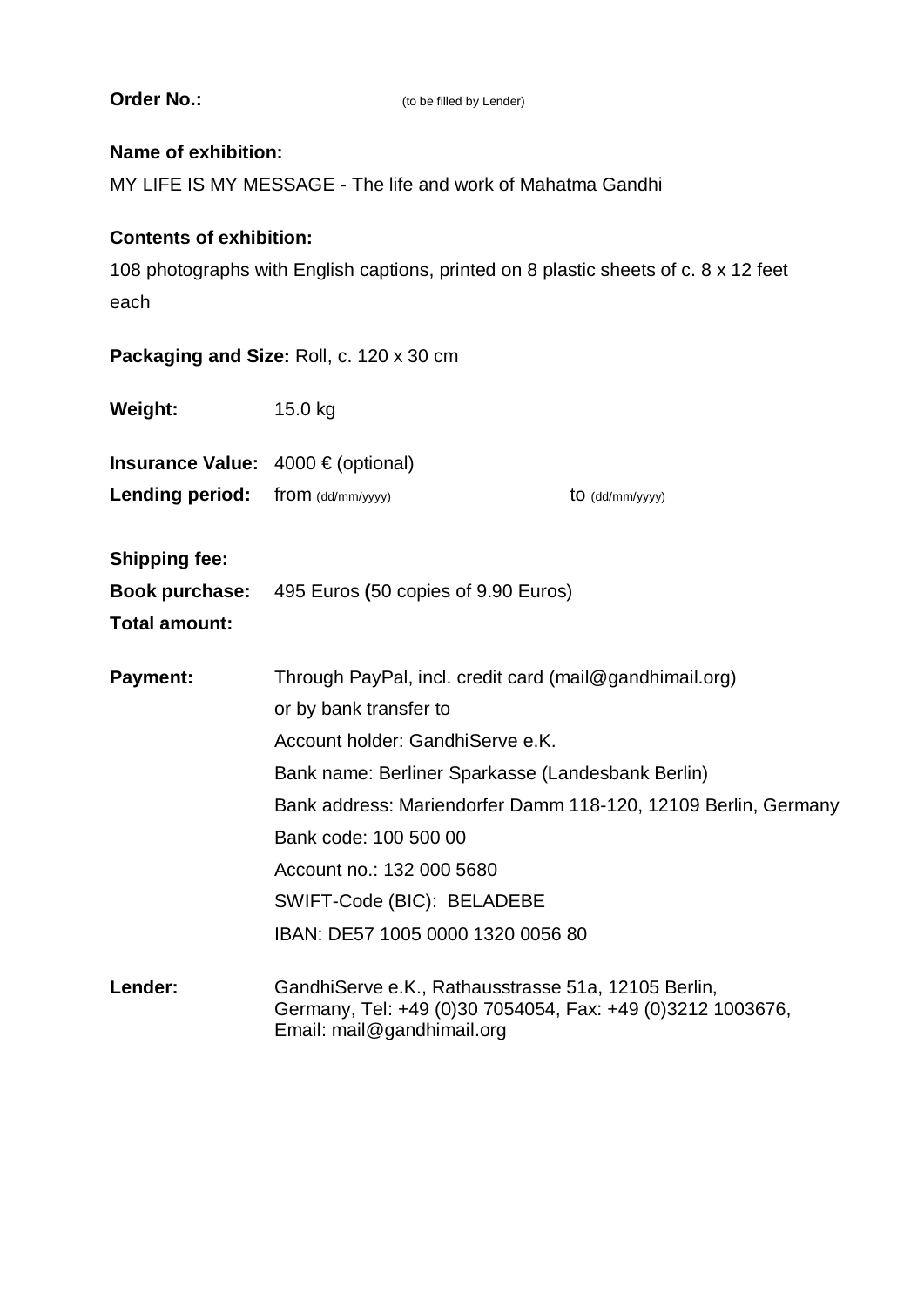**Order No.:** (to be filled by Lender)

**Name of exhibition:**

MY LIFE IS MY MESSAGE - The life and work of Mahatma Gandhi

**Contents of exhibition:**

108 photographs with English captions, printed on 8 plastic sheets of c. 8 x 12 feet each

**Packaging and Size:** Roll, c. 120 x 30 cm

**Weight:** 15.0 kg

**Insurance Value:** 4000 € (optional)

**Lending period:** from (dd/mm/yyyy) to (dd/mm/yyyy)

**Shipping fee:**

**Book purchase:** 495 Euros **(**50 copies of 9.90 Euros)

**Total amount:**

**Payment:** Through PayPal, incl. credit card (mail@gandhimail.org)
or by bank transfer to
Account holder: GandhiServe e.K.
Bank name: Berliner Sparkasse (Landesbank Berlin)
Bank address: Mariendorfer Damm 118-120, 12109 Berlin, Germany
Bank code: 100 500 00
Account no.: 132 000 5680
SWIFT-Code (BIC): BELADEBE
IBAN: DE57 1005 0000 1320 0056 80

**Lender:** GandhiServe e.K., Rathausstrasse 51a, 12105 Berlin, Germany, Tel: +49 (0)30 7054054, Fax: +49 (0)3212 1003676, Email: mail@gandhimail.org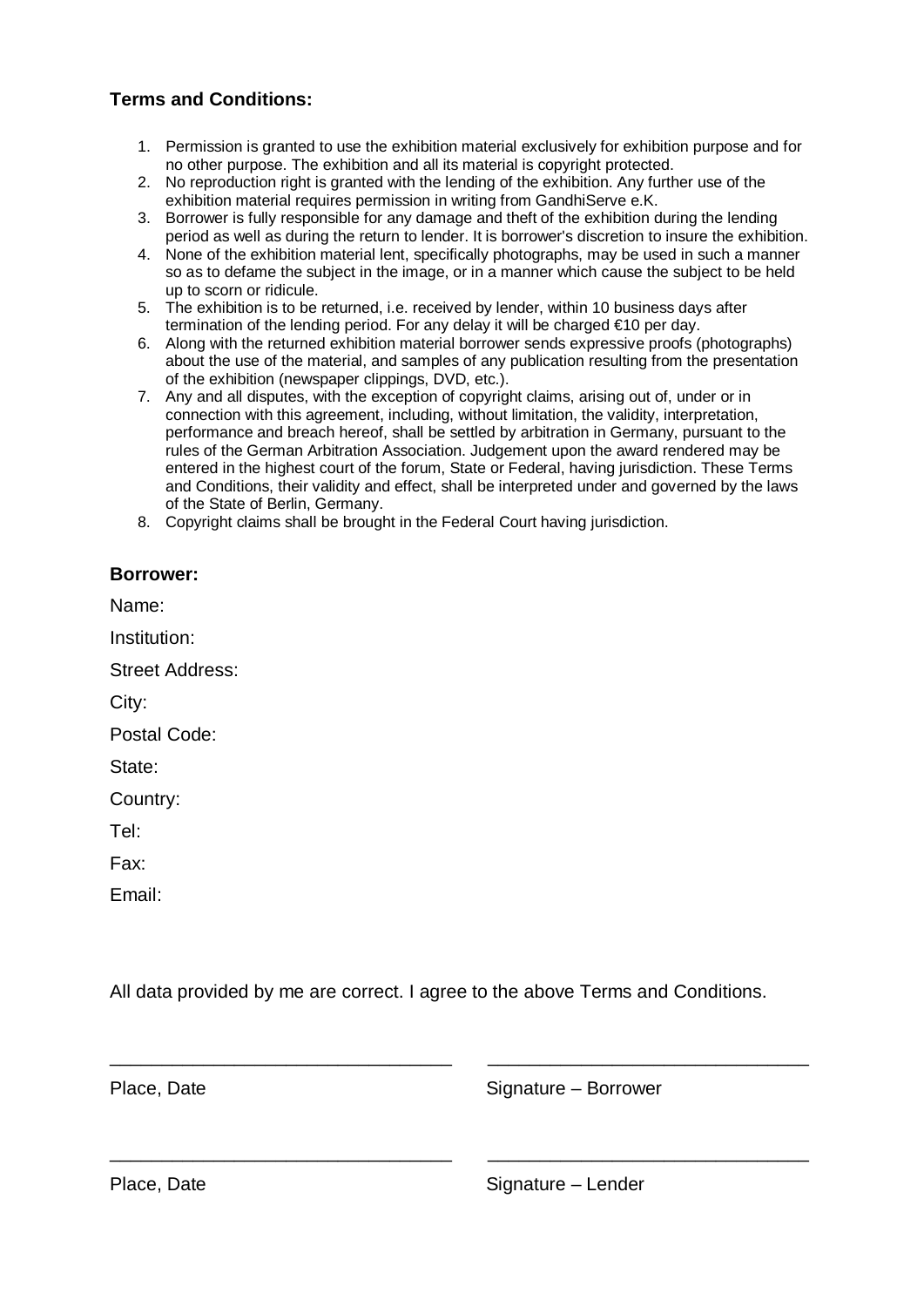**Terms and Conditions:**

1. Permission is granted to use the exhibition material exclusively for exhibition purpose and for no other purpose. The exhibition and all its material is copyright protected.
2. No reproduction right is granted with the lending of the exhibition. Any further use of the exhibition material requires permission in writing from GandhiServe e.K.
3. Borrower is fully responsible for any damage and theft of the exhibition during the lending period as well as during the return to lender. It is borrower's discretion to insure the exhibition.
4. None of the exhibition material lent, specifically photographs, may be used in such a manner so as to defame the subject in the image, or in a manner which cause the subject to be held up to scorn or ridicule.
5. The exhibition is to be returned, i.e. received by lender, within 10 business days after termination of the lending period. For any delay it will be charged €10 per day.
6. Along with the returned exhibition material borrower sends expressive proofs (photographs) about the use of the material, and samples of any publication resulting from the presentation of the exhibition (newspaper clippings, DVD, etc.).
7. Any and all disputes, with the exception of copyright claims, arising out of, under or in connection with this agreement, including, without limitation, the validity, interpretation, performance and breach hereof, shall be settled by arbitration in Germany, pursuant to the rules of the German Arbitration Association. Judgement upon the award rendered may be entered in the highest court of the forum, State or Federal, having jurisdiction. These Terms and Conditions, their validity and effect, shall be interpreted under and governed by the laws of the State of Berlin, Germany.
8. Copyright claims shall be brought in the Federal Court having jurisdiction.

**Borrower:**

Name:

Institution:

Street Address:

City:

Postal Code:

State:

Country:

Tel:

Fax:

Email:

All data provided by me are correct. I agree to the above Terms and Conditions.

\_\_\_\_\_\_\_\_\_\_\_\_\_\_\_\_\_\_\_\_\_\_\_\_\_\_\_\_\_\_\_\_ \_\_\_\_\_\_\_\_\_\_\_\_\_\_\_\_\_\_\_\_\_\_\_\_\_\_\_\_\_\_\_\_

Place, Date Signature – Borrower

\_\_\_\_\_\_\_\_\_\_\_\_\_\_\_\_\_\_\_\_\_\_\_\_\_\_\_\_\_\_\_\_ \_\_\_\_\_\_\_\_\_\_\_\_\_\_\_\_\_\_\_\_\_\_\_\_\_\_\_\_\_\_\_\_

Place, Date Signature – Lender